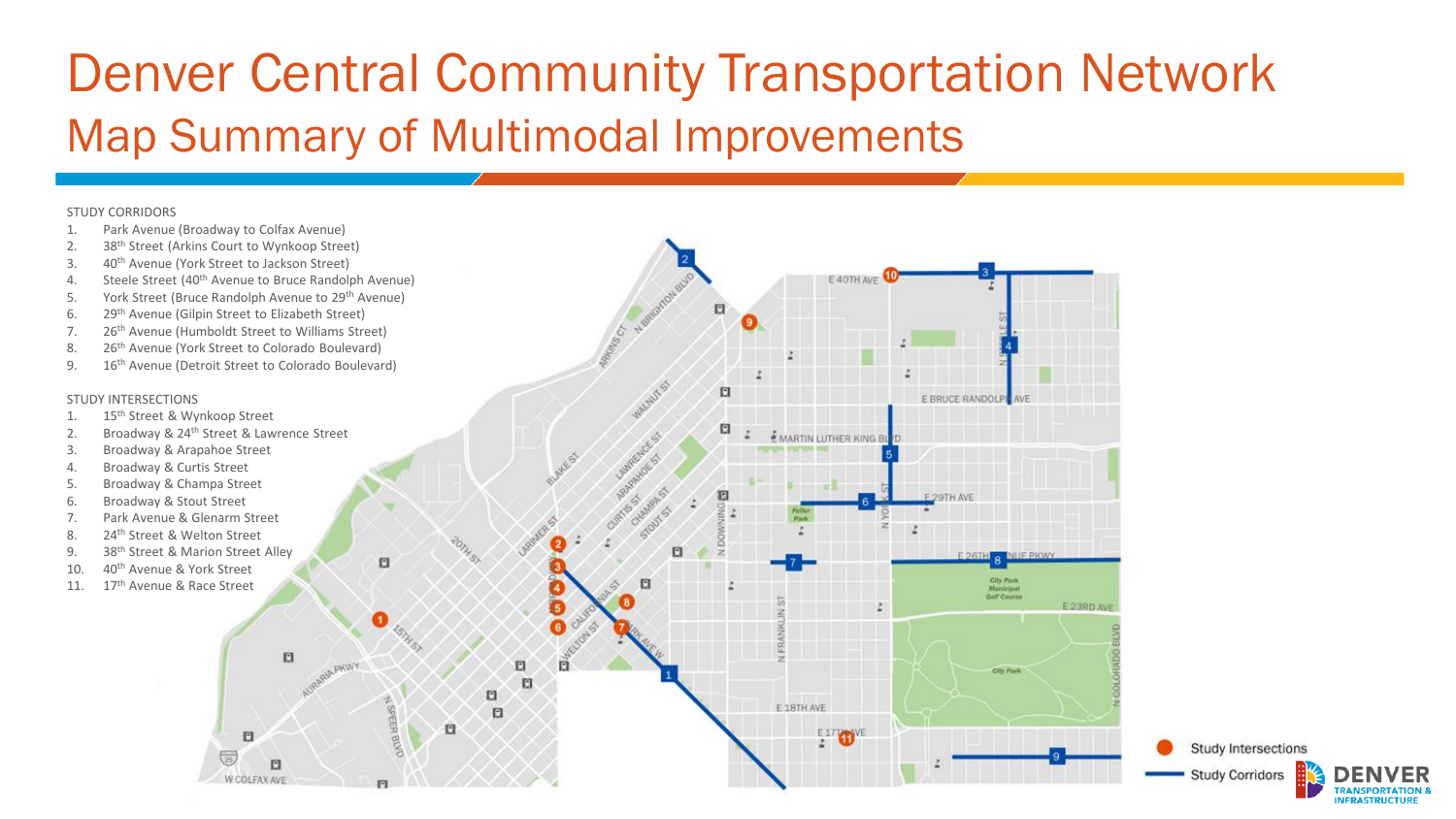# Denver Central Community Transportation Network

## Map Summary of Multimodal Improvements

STUDY CORRIDORS

1. Park Avenue (Broadway to Colfax Avenue)
2. 38th Street (Arkins Court to Wynkoop Street)
3. 40th Avenue (York Street to Jackson Street)
4. Steele Street (40th Avenue to Bruce Randolph Avenue)
5. York Street (Bruce Randolph Avenue to 29th Avenue)
6. 29th Avenue (Gilpin Street to Elizabeth Street)
7. 26th Avenue (Humboldt Street to Williams Street)
8. 26th Avenue (York Street to Colorado Boulevard)
9. 16th Avenue (Detroit Street to Colorado Boulevard)

STUDY INTERSECTIONS

1. 15th Street & Wynkoop Street
2. Broadway & 24th Street & Lawrence Street
3. Broadway & Arapahoe Street
4. Broadway & Curtis Street
5. Broadway & Champa Street
6. Broadway & Stout Street
7. Park Avenue & Glenarm Street
8. 24th Street & Welton Street
9. 38th Street & Marion Street Alley
10. 40th Avenue & York Street
11. 17th Avenue & Race Street

- Study Intersections
- Study Corridors

DENVER TRANSPORTATION & INFRASTRUCTURE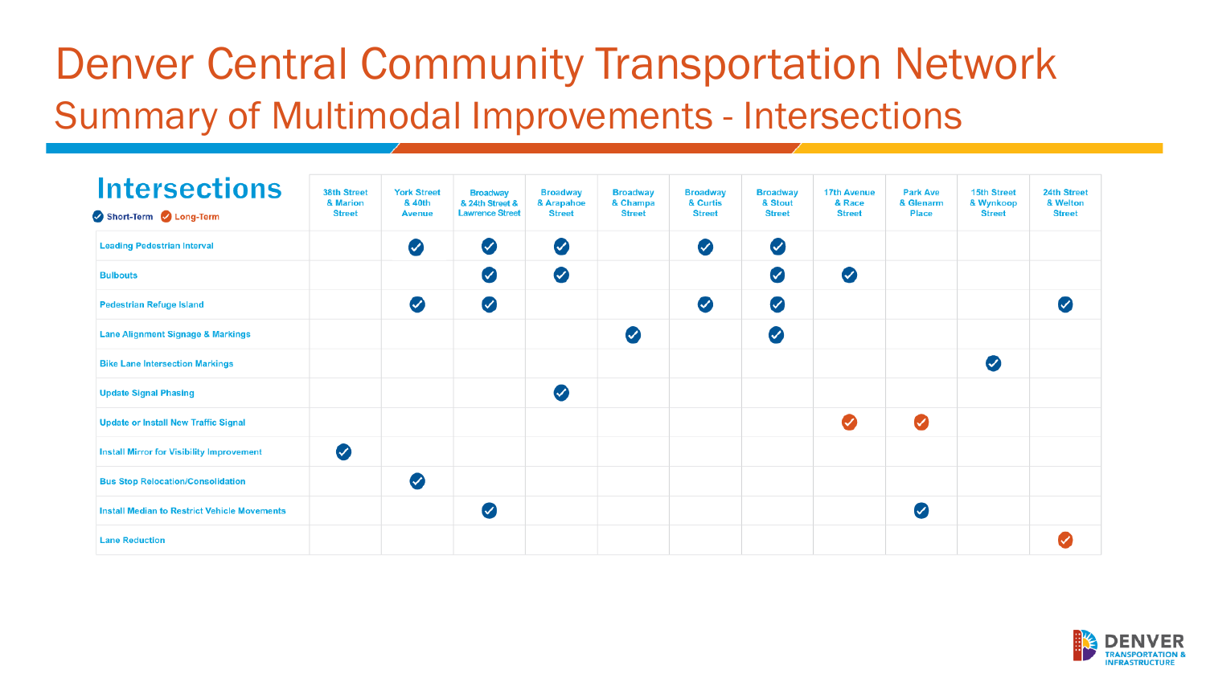# Denver Central Community Transportation Network

## Summary of Multimodal Improvements - Intersections

**Intersections** — ✓ Short-Term ✓ Long-Term

| Intersections | 38th Street & Marion Street | York Street & 40th Avenue | Broadway & 24th Street & Lawrence Street | Broadway & Arapahoe Street | Broadway & Champa Street | Broadway & Curtis Street | Broadway & Stout Street | 17th Avenue & Race Street | Park Ave & Glenarm Place | 15th Street & Wynkoop Street | 24th Street & Welton Street |
|---|---|---|---|---|---|---|---|---|---|---|---|
| Leading Pedestrian Interval | | Short-Term | Short-Term | Short-Term | | Short-Term | Short-Term | | | | |
| Bulbouts | | | Short-Term | Short-Term | | | Short-Term | Short-Term | | | |
| Pedestrian Refuge Island | | Short-Term | Short-Term | | | Short-Term | Short-Term | | | | Short-Term |
| Lane Alignment Signage & Markings | | | | | Short-Term | | Short-Term | | | | |
| Bike Lane Intersection Markings | | | | | | | | | | Short-Term | |
| Update Signal Phasing | | | | Short-Term | | | | | | | |
| Update or Install New Traffic Signal | | | | | | | | Long-Term | Long-Term | | |
| Install Mirror for Visibility Improvement | Short-Term | | | | | | | | | | |
| Bus Stop Relocation/Consolidation | | Short-Term | | | | | | | | | |
| Install Median to Restrict Vehicle Movements | | | Short-Term | | | | | | Short-Term | | |
| Lane Reduction | | | | | | | | | | | Long-Term |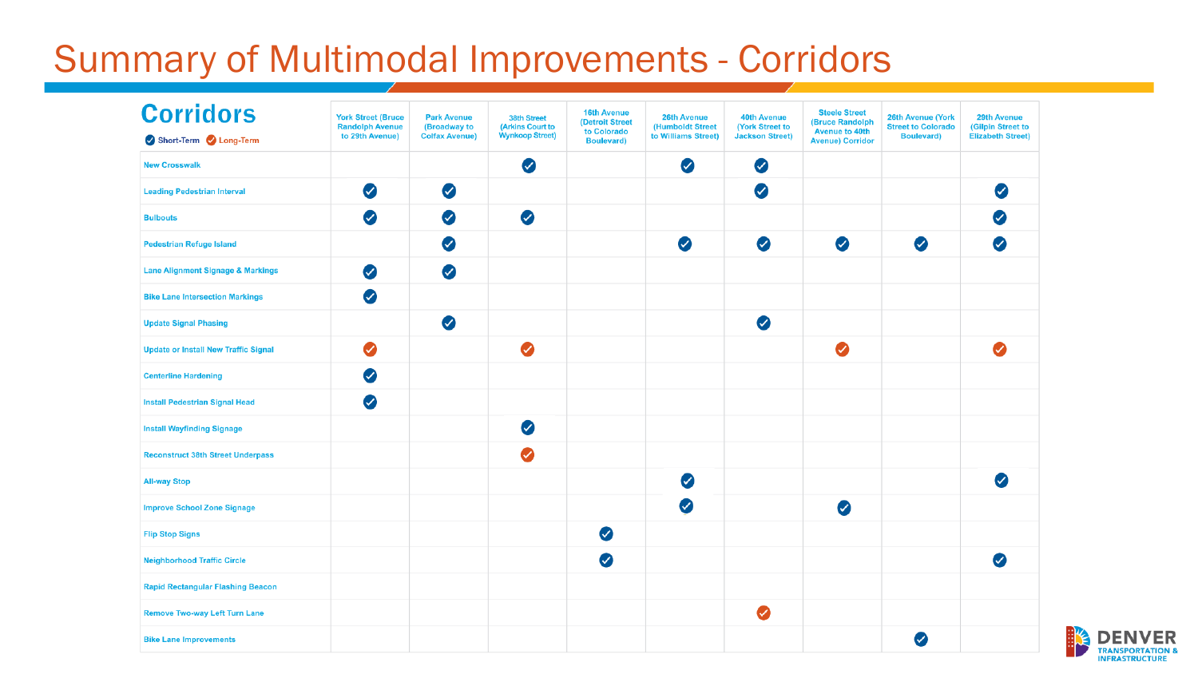# Summary of Multimodal Improvements - Corridors

## Corridors

✔ Short-Term ✔ Long-Term

| Corridors | York Street (Bruce Randolph Avenue to 29th Avenue) | Park Avenue (Broadway to Colfax Avenue) | 38th Street (Arkins Court to Wynkoop Street) | 16th Avenue (Detroit Street to Colorado Boulevard) | 26th Avenue (Humboldt Street to Williams Street) | 40th Avenue (York Street to Jackson Street) | Steele Street (Bruce Randolph Avenue to 40th Avenue) Corridor | 26th Avenue (York Street to Colorado Boulevard) | 29th Avenue (Gilpin Street to Elizabeth Street) |
|---|---|---|---|---|---|---|---|---|---|
| New Crosswalk | | | ✔ Short-Term | | ✔ Short-Term | ✔ Short-Term | | | |
| Leading Pedestrian Interval | ✔ Short-Term | ✔ Short-Term | | | | ✔ Short-Term | | | ✔ Short-Term |
| Bulbouts | ✔ Short-Term | ✔ Short-Term | ✔ Short-Term | | | | | | ✔ Short-Term |
| Pedestrian Refuge Island | | ✔ Short-Term | | | ✔ Short-Term | ✔ Short-Term | ✔ Short-Term | ✔ Short-Term | ✔ Short-Term |
| Lane Alignment Signage & Markings | ✔ Short-Term | ✔ Short-Term | | | | | | | |
| Bike Lane Intersection Markings | ✔ Short-Term | | | | | | | | |
| Update Signal Phasing | | ✔ Short-Term | | | | ✔ Short-Term | | | |
| Update or Install New Traffic Signal | ✔ Long-Term | | ✔ Long-Term | | | | ✔ Long-Term | | ✔ Long-Term |
| Centerline Hardening | ✔ Short-Term | | | | | | | | |
| Install Pedestrian Signal Head | ✔ Short-Term | | | | | | | | |
| Install Wayfinding Signage | | | ✔ Short-Term | | | | | | |
| Reconstruct 38th Street Underpass | | | ✔ Long-Term | | | | | | |
| All-way Stop | | | | | ✔ Short-Term | | | | ✔ Short-Term |
| Improve School Zone Signage | | | | | ✔ Short-Term | | ✔ Short-Term | | |
| Flip Stop Signs | | | | ✔ Short-Term | | | | | |
| Neighborhood Traffic Circle | | | | ✔ Short-Term | | | | | ✔ Short-Term |
| Rapid Rectangular Flashing Beacon | | | | | | | | | |
| Remove Two-way Left Turn Lane | | | | | | ✔ Long-Term | | | |
| Bike Lane Improvements | | | | | | | | ✔ Short-Term | |

DENVER TRANSPORTATION & INFRASTRUCTURE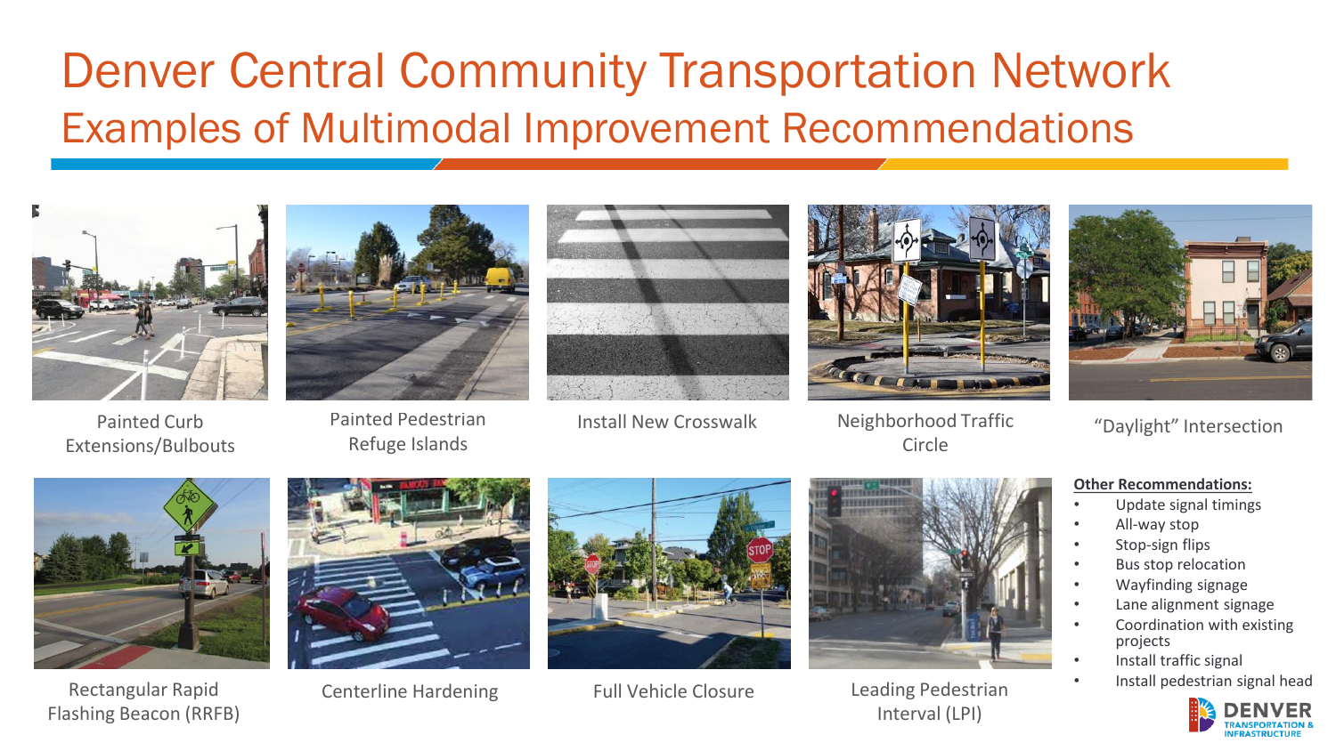# Denver Central Community Transportation Network

## Examples of Multimodal Improvement Recommendations

Painted Curb Extensions/Bulbouts

Painted Pedestrian Refuge Islands

Install New Crosswalk

Neighborhood Traffic Circle

“Daylight” Intersection

Rectangular Rapid Flashing Beacon (RRFB)

Centerline Hardening

Full Vehicle Closure

Leading Pedestrian Interval (LPI)

**Other Recommendations:**

- Update signal timings
- All-way stop
- Stop-sign flips
- Bus stop relocation
- Wayfinding signage
- Lane alignment signage
- Coordination with existing projects
- Install traffic signal
- Install pedestrian signal head

DENVER TRANSPORTATION & INFRASTRUCTURE